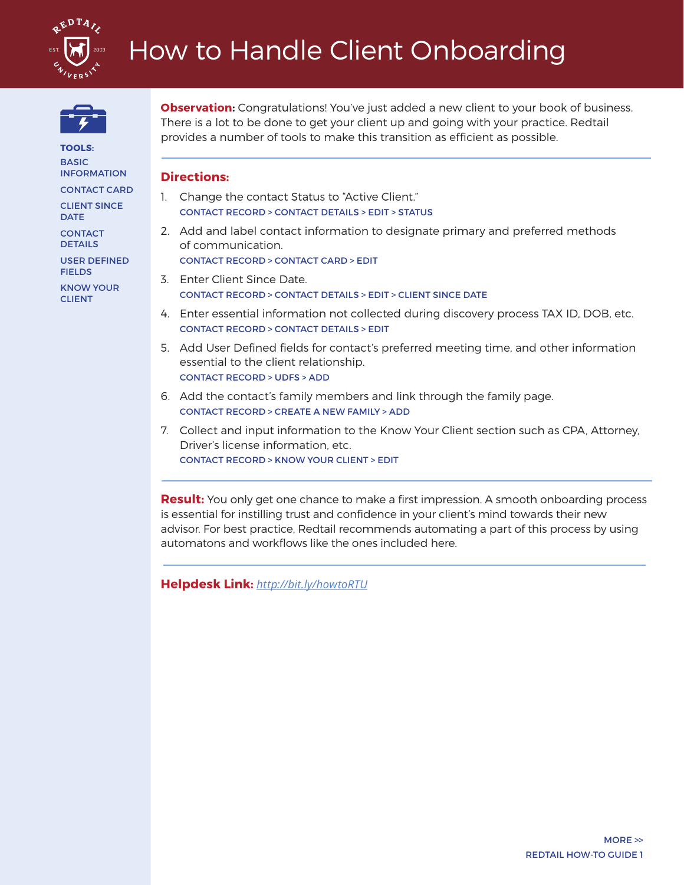# How to Handle Client Onboarding

**TOOLS:**

- BASIC INFORMATION
- CONTACT CARD
- CLIENT SINCE DATE
- CONTACT DETAILS
- USER DEFINED FIELDS
- KNOW YOUR CLIENT

**Observation:** Congratulations! You've just added a new client to your book of business. There is a lot to be done to get your client up and going with your practice. Redtail provides a number of tools to make this transition as efficient as possible.

---

## Directions:

1. Change the contact Status to "Active Client."
   CONTACT RECORD > CONTACT DETAILS > EDIT > STATUS
2. Add and label contact information to designate primary and preferred methods of communication.
   CONTACT RECORD > CONTACT CARD > EDIT
3. Enter Client Since Date.
   CONTACT RECORD > CONTACT DETAILS > EDIT > CLIENT SINCE DATE
4. Enter essential information not collected during discovery process TAX ID, DOB, etc.
   CONTACT RECORD > CONTACT DETAILS > EDIT
5. Add User Defined fields for contact's preferred meeting time, and other information essential to the client relationship.
   CONTACT RECORD > UDFS > ADD
6. Add the contact's family members and link through the family page.
   CONTACT RECORD > CREATE A NEW FAMILY > ADD
7. Collect and input information to the Know Your Client section such as CPA, Attorney, Driver's license information, etc.
   CONTACT RECORD > KNOW YOUR CLIENT > EDIT

---

**Result:** You only get one chance to make a first impression. A smooth onboarding process is essential for instilling trust and confidence in your client's mind towards their new advisor. For best practice, Redtail recommends automating a part of this process by using automatons and workflows like the ones included here.

---

**Helpdesk Link:** *http://bit.ly/howtoRTU*

MORE >>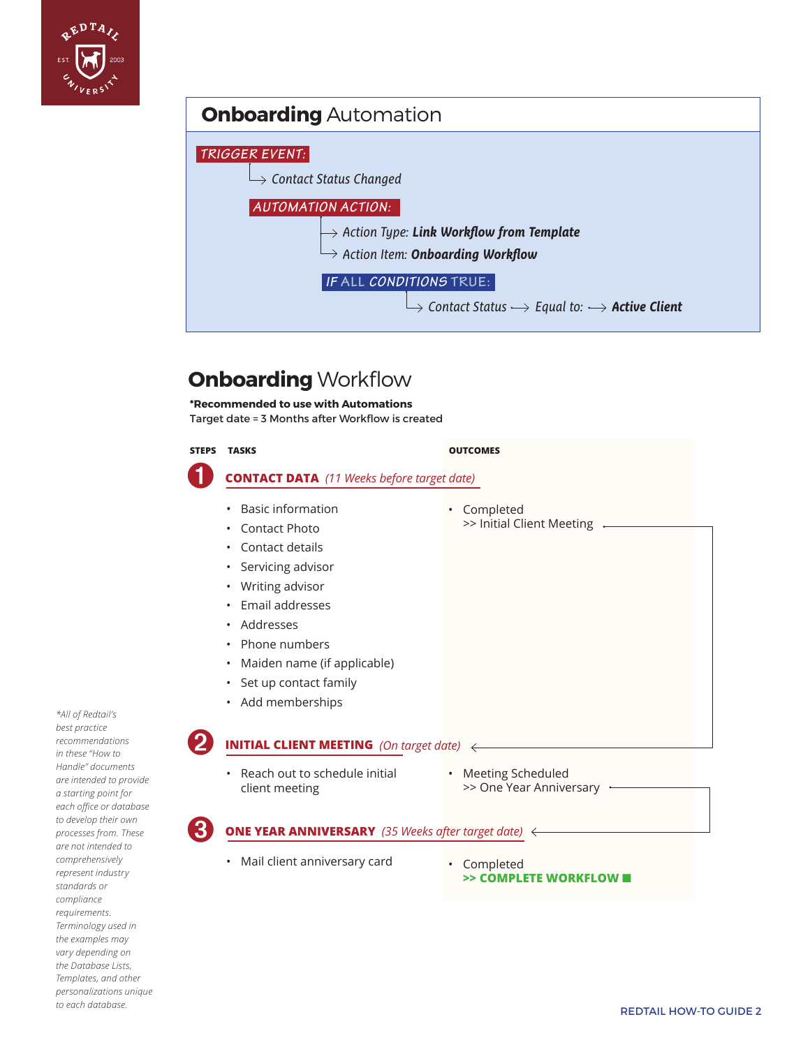## **Onboarding** Automation

*TRIGGER EVENT:*

→ *Contact Status Changed*

*AUTOMATION ACTION:*

→ *Action Type:* ***Link Workflow from Template***

→ *Action Item:* ***Onboarding Workflow***

*IF ALL CONDITIONS TRUE:*

→ *Contact Status* → *Equal to:* → ***Active Client***

## **Onboarding** Workflow

**\*Recommended to use with Automations**
**Target date = 3 Months after Workflow is created**

**STEPS TASKS** | **OUTCOMES**

### 1 CONTACT DATA *(11 Weeks before target date)*

**Tasks:**

- Basic information
- Contact Photo
- Contact details
- Servicing advisor
- Writing advisor
- Email addresses
- Addresses
- Phone numbers
- Maiden name (if applicable)
- Set up contact family
- Add memberships

**Outcomes:**

- Completed
  >> Initial Client Meeting

### 2 INITIAL CLIENT MEETING *(On target date)*

**Tasks:**

- Reach out to schedule initial client meeting

**Outcomes:**

- Meeting Scheduled
  >> One Year Anniversary

### 3 ONE YEAR ANNIVERSARY *(35 Weeks after target date)*

**Tasks:**

- Mail client anniversary card

**Outcomes:**

- Completed
  **>> COMPLETE WORKFLOW ■**

*\*All of Redtail's best practice recommendations in these "How to Handle" documents are intended to provide a starting point for each office or database to develop their own processes from. These are not intended to comprehensively represent industry standards or compliance requirements. Terminology used in the examples may vary depending on the Database Lists, Templates, and other personalizations unique to each database.*